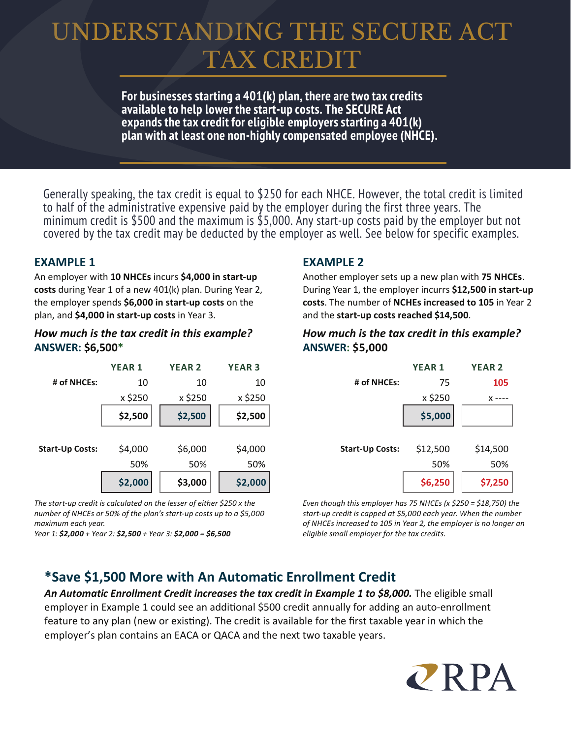# UNDERSTANDING THE SECURE ACT TAX CREDIT

**For businesses starting a 401(k) plan, there are two tax credits available to help lower the start-up costs. The SECURE Act expands the tax credit for eligible employers starting a 401(k) plan with at least one non-highly compensated employee (NHCE).**

Generally speaking, the tax credit is equal to $250 for each NHCE. However, the total credit is limited to half of the administrative expensive paid by the employer during the first three years. The minimum credit is $500 and the maximum is $5,000. Any start-up costs paid by the employer but not covered by the tax credit may be deducted by the employer as well. See below for specific examples.

## EXAMPLE 1

An employer with **10 NHCEs** incurs **$4,000 in start-up costs** during Year 1 of a new 401(k) plan. During Year 2, the employer spends **$6,000 in start-up costs** on the plan, and **$4,000 in start-up costs** in Year 3.

***How much is the tax credit in this example?***
**ANSWER: $6,500***

| | YEAR 1 | YEAR 2 | YEAR 3 |
|---|---|---|---|
| **# of NHCEs:** | 10 | 10 | 10 |
| | x $250 | x $250 | x $250 |
| | **$2,500** | **$2,500** | **$2,500** |
| **Start-Up Costs:** | $4,000 | $6,000 | $4,000 |
| | 50% | 50% | 50% |
| | **$2,000** | **$3,000** | **$2,000** |

*The start-up credit is calculated on the lesser of either $250 x the number of NHCEs or 50% of the plan's start-up costs up to a $5,000 maximum each year.*
*Year 1: **$2,000** + Year 2: **$2,500** + Year 3: **$2,000** = **$6,500***

## EXAMPLE 2

Another employer sets up a new plan with **75 NHCEs**. During Year 1, the employer incurrs **$12,500 in start-up costs**. The number of **NCHEs increased to 105** in Year 2 and the **start-up costs reached $14,500**.

***How much is the tax credit in this example?***
**ANSWER: $5,000**

| | YEAR 1 | YEAR 2 |
|---|---|---|
| **# of NHCEs:** | 75 | **105** |
| | x $250 | x ---- |
| | **$5,000** | |
| **Start-Up Costs:** | $12,500 | $14,500 |
| | 50% | 50% |
| | **$6,250** | **$7,250** |

*Even though this employer has 75 NHCEs (x $250 = $18,750) the start-up credit is capped at $5,000 each year. When the number of NHCEs increased to 105 in Year 2, the employer is no longer an eligible small employer for the tax credits.*

## *Save $1,500 More with An Automatic Enrollment Credit

***An Automatic Enrollment Credit increases the tax credit in Example 1 to $8,000.*** The eligible small employer in Example 1 could see an additional $500 credit annually for adding an auto-enrollment feature to any plan (new or existing). The credit is available for the first taxable year in which the employer's plan contains an EACA or QACA and the next two taxable years.

RPA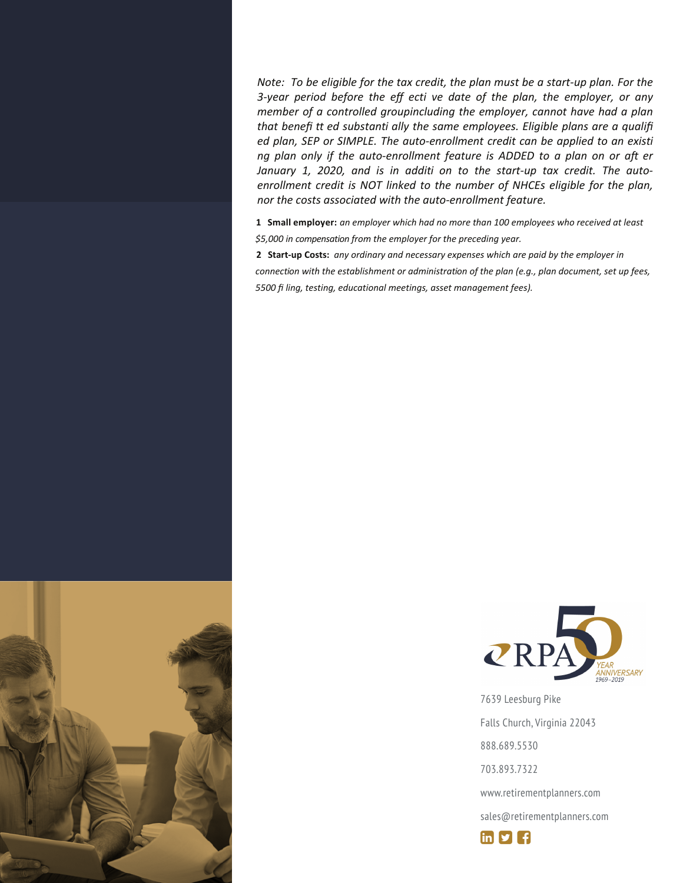*Note: To be eligible for the tax credit, the plan must be a start-up plan. For the 3-year period before the effective date of the plan, the employer, or any member of a controlled groupincluding the employer, cannot have had a plan that benefitted substantially the same employees. Eligible plans are a qualified plan, SEP or SIMPLE. The auto-enrollment credit can be applied to an existing plan only if the auto-enrollment feature is ADDED to a plan on or after January 1, 2020, and is in addition to the start-up tax credit. The auto-enrollment credit is NOT linked to the number of NHCEs eligible for the plan, nor the costs associated with the auto-enrollment feature.*

**1 Small employer:** *an employer which had no more than 100 employees who received at least $5,000 in compensation from the employer for the preceding year.*

**2 Start-up Costs:** *any ordinary and necessary expenses which are paid by the employer in connection with the establishment or administration of the plan (e.g., plan document, set up fees, 5500 filing, testing, educational meetings, asset management fees).*

RPA 50 YEAR ANNIVERSARY 1969–2019

7639 Leesburg Pike

Falls Church, Virginia 22043

888.689.5530

703.893.7322

www.retirementplanners.com

sales@retirementplanners.com